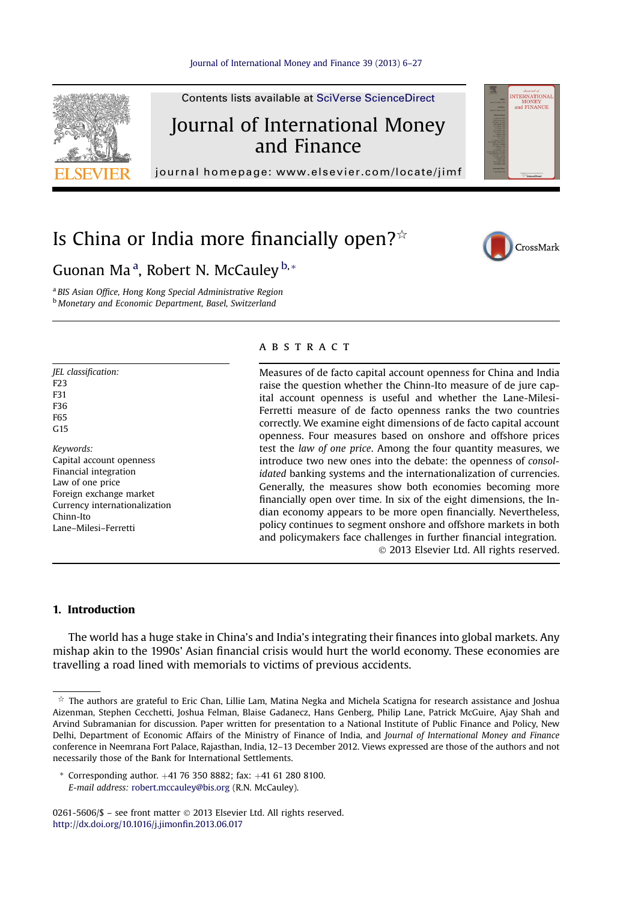# Is China or India more financially open?[☆]

Guonan Ma[a], Robert N. McCauley[b,*]

[a] BIS Asian Office, Hong Kong Special Administrative Region
[b] Monetary and Economic Department, Basel, Switzerland

*JEL classification:*
F23
F31
F36
F65
G15

*Keywords:*
Capital account openness
Financial integration
Law of one price
Foreign exchange market
Currency internationalization
Chinn-Ito
Lane–Milesi–Ferretti

## ABSTRACT

Measures of de facto capital account openness for China and India raise the question whether the Chinn-Ito measure of de jure capital account openness is useful and whether the Lane-Milesi-Ferretti measure of de facto openness ranks the two countries correctly. We examine eight dimensions of de facto capital account openness. Four measures based on onshore and offshore prices test the *law of one price*. Among the four quantity measures, we introduce two new ones into the debate: the openness of *consolidated* banking systems and the internationalization of currencies. Generally, the measures show both economies becoming more financially open over time. In six of the eight dimensions, the Indian economy appears to be more open financially. Nevertheless, policy continues to segment onshore and offshore markets in both and policymakers face challenges in further financial integration.

© 2013 Elsevier Ltd. All rights reserved.

## 1. Introduction

The world has a huge stake in China's and India's integrating their finances into global markets. Any mishap akin to the 1990s' Asian financial crisis would hurt the world economy. These economies are travelling a road lined with memorials to victims of previous accidents.

---

[☆] The authors are grateful to Eric Chan, Lillie Lam, Matina Negka and Michela Scatigna for research assistance and Joshua Aizenman, Stephen Cecchetti, Joshua Felman, Blaise Gadanecz, Hans Genberg, Philip Lane, Patrick McGuire, Ajay Shah and Arvind Subramanian for discussion. Paper written for presentation to a National Institute of Public Finance and Policy, New Delhi, Department of Economic Affairs of the Ministry of Finance of India, and *Journal of International Money and Finance* conference in Neemrana Fort Palace, Rajasthan, India, 12–13 December 2012. Views expressed are those of the authors and not necessarily those of the Bank for International Settlements.

\* Corresponding author. +41 76 350 8882; fax: +41 61 280 8100.
*E-mail address:* robert.mccauley@bis.org (R.N. McCauley).

0261-5606/$ – see front matter © 2013 Elsevier Ltd. All rights reserved.
http://dx.doi.org/10.1016/j.jimonfin.2013.06.017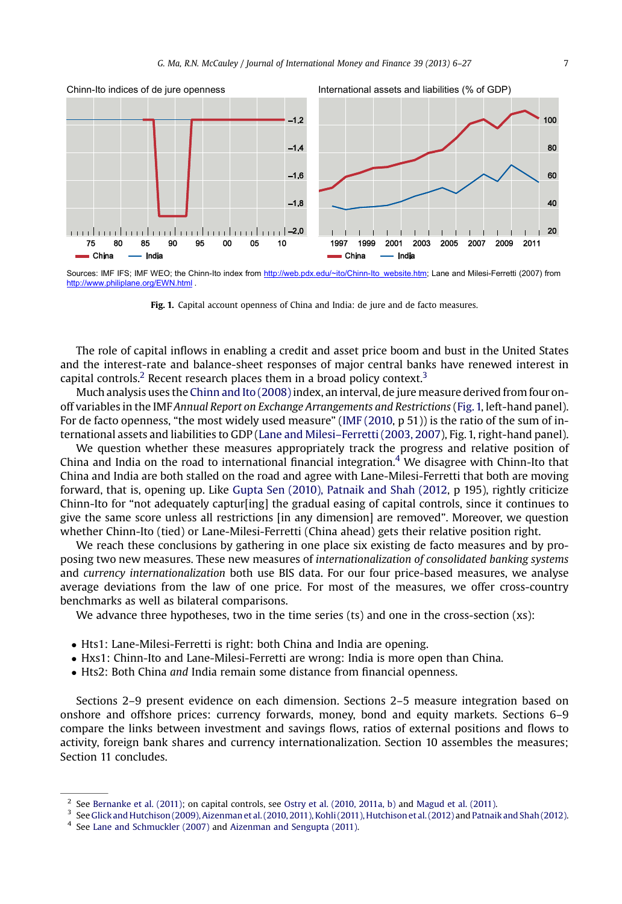Chinn-Ito indices of de jure openness

International assets and liabilities (% of GDP)

Sources: IMF IFS; IMF WEO; the Chinn-Ito index from http://web.pdx.edu/~ito/Chinn-Ito_website.htm; Lane and Milesi-Ferretti (2007) from http://www.philiplane.org/EWN.html .

**Fig. 1.** Capital account openness of China and India: de jure and de facto measures.

The role of capital inflows in enabling a credit and asset price boom and bust in the United States and the interest-rate and balance-sheet responses of major central banks have renewed interest in capital controls.[2] Recent research places them in a broad policy context.[3]

Much analysis uses the Chinn and Ito (2008) index, an interval, de jure measure derived from four on-off variables in the IMF *Annual Report on Exchange Arrangements and Restrictions* (Fig. 1, left-hand panel). For de facto openness, "the most widely used measure" (IMF (2010, p 51)) is the ratio of the sum of international assets and liabilities to GDP (Lane and Milesi–Ferretti (2003, 2007), Fig. 1, right-hand panel).

We question whether these measures appropriately track the progress and relative position of China and India on the road to international financial integration.[4] We disagree with Chinn-Ito that China and India are both stalled on the road and agree with Lane-Milesi-Ferretti that both are moving forward, that is, opening up. Like Gupta Sen (2010), Patnaik and Shah (2012, p 195), rightly criticize Chinn-Ito for "not adequately captur[ing] the gradual easing of capital controls, since it continues to give the same score unless all restrictions [in any dimension] are removed". Moreover, we question whether Chinn-Ito (tied) or Lane-Milesi-Ferretti (China ahead) gets their relative position right.

We reach these conclusions by gathering in one place six existing de facto measures and by proposing two new measures. These new measures of *internationalization of consolidated banking systems* and *currency internationalization* both use BIS data. For our four price-based measures, we analyse average deviations from the law of one price. For most of the measures, we offer cross-country benchmarks as well as bilateral comparisons.

We advance three hypotheses, two in the time series (ts) and one in the cross-section (xs):

- Hts1: Lane-Milesi-Ferretti is right: both China and India are opening.
- Hxs1: Chinn-Ito and Lane-Milesi-Ferretti are wrong: India is more open than China.
- Hts2: Both China *and* India remain some distance from financial openness.

Sections 2–9 present evidence on each dimension. Sections 2–5 measure integration based on onshore and offshore prices: currency forwards, money, bond and equity markets. Sections 6–9 compare the links between investment and savings flows, ratios of external positions and flows to activity, foreign bank shares and currency internationalization. Section 10 assembles the measures; Section 11 concludes.

---

[2] See Bernanke et al. (2011); on capital controls, see Ostry et al. (2010, 2011a, b) and Magud et al. (2011).

[3] See Glick and Hutchison (2009), Aizenman et al. (2010, 2011), Kohli (2011), Hutchison et al. (2012) and Patnaik and Shah (2012).

[4] See Lane and Schmuckler (2007) and Aizenman and Sengupta (2011).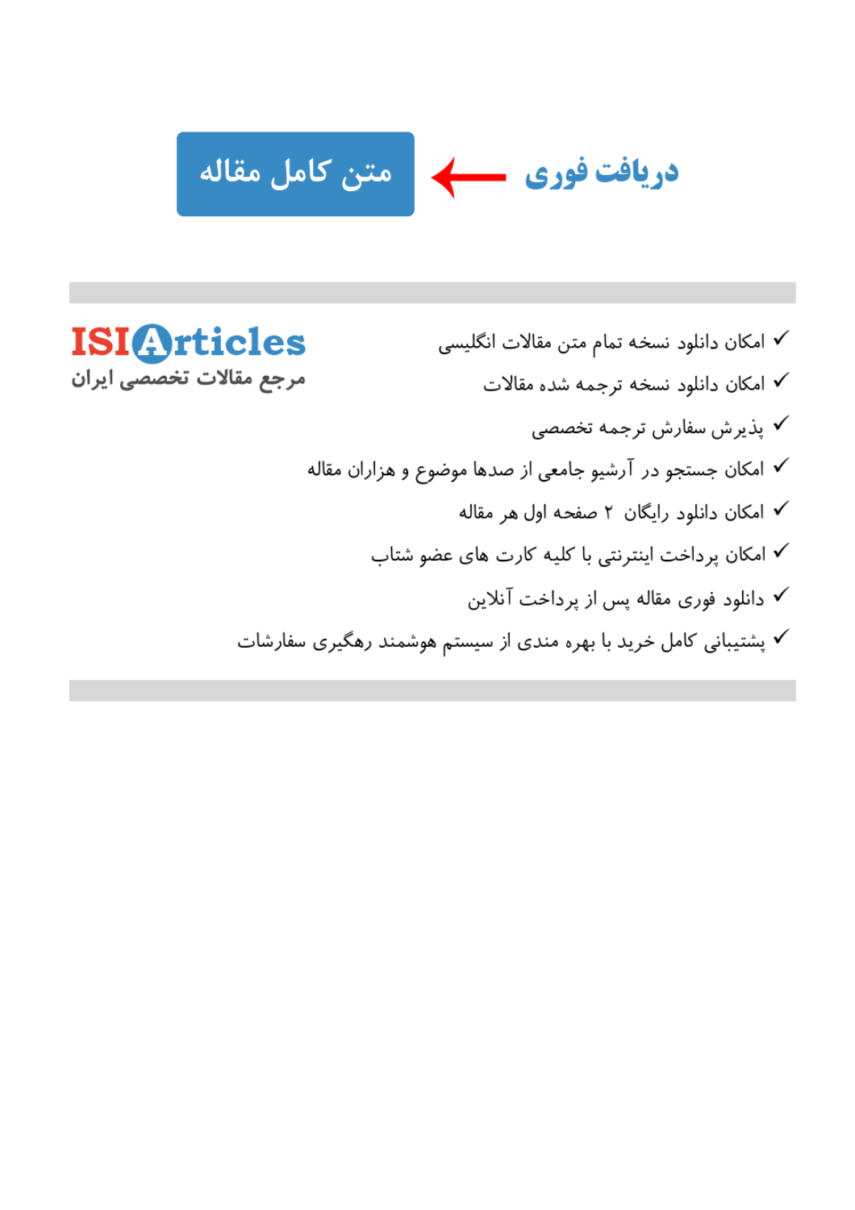دریافت فوری ← متن کامل مقاله

ISIArticles
مرجع مقالات تخصصی ایران

- ✓ امکان دانلود نسخه تمام متن مقالات انگلیسی
- ✓ امکان دانلود نسخه ترجمه شده مقالات
- ✓ پذیرش سفارش ترجمه تخصصی
- ✓ امکان جستجو در آرشیو جامعی از صدها موضوع و هزاران مقاله
- ✓ امکان دانلود رایگان ۲ صفحه اول هر مقاله
- ✓ امکان پرداخت اینترنتی با کلیه کارت های عضو شتاب
- ✓ دانلود فوری مقاله پس از پرداخت آنلاین
- ✓ پشتیبانی کامل خرید با بهره مندی از سیستم هوشمند رهگیری سفارشات